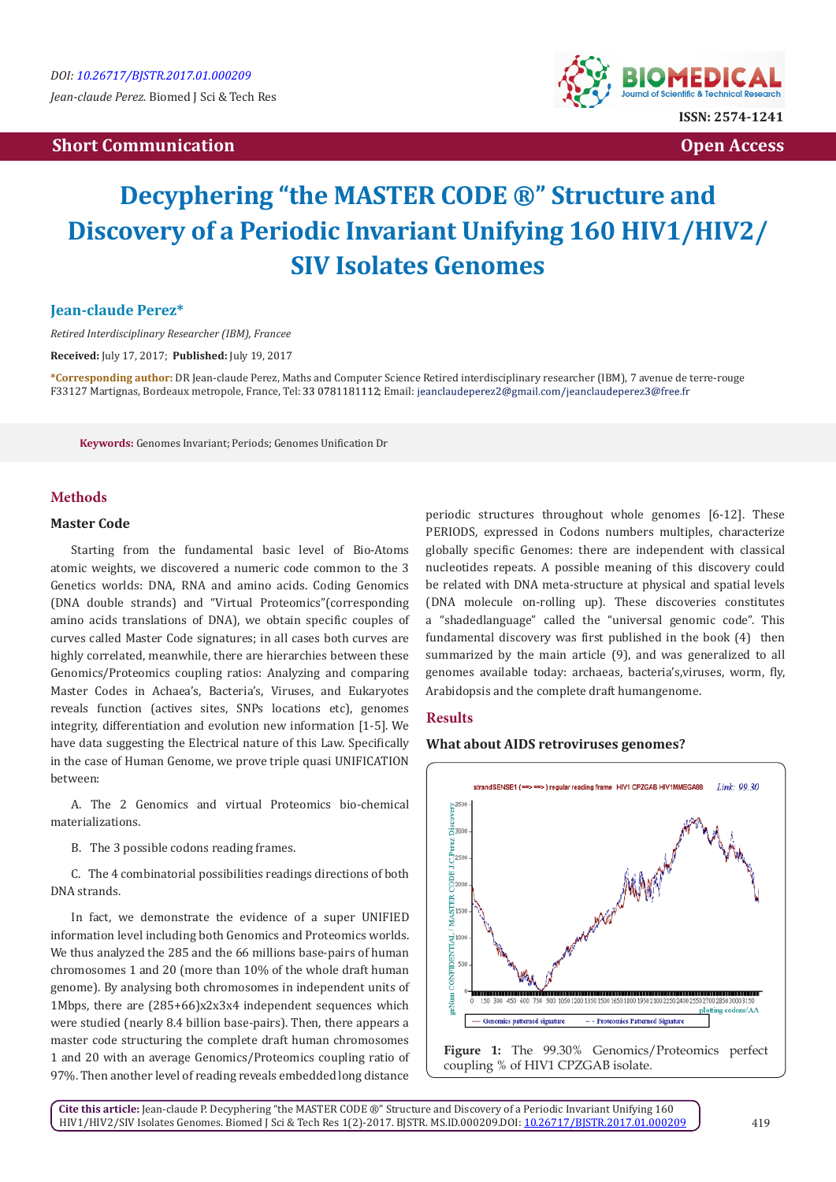DOI: 10.26717/BJSTR.2017.01.000209

Jean-claude Perez. Biomed J Sci & Tech Res

ISSN: 2574-1241

Short Communication | Open Access

# Decyphering "the MASTER CODE ®" Structure and Discovery of a Periodic Invariant Unifying 160 HIV1/HIV2/SIV Isolates Genomes

**Jean-claude Perez***

*Retired Interdisciplinary Researcher (IBM), Francee*

**Received:** July 17, 2017; **Published:** July 19, 2017

**\*Corresponding author:** DR Jean-claude Perez, Maths and Computer Science Retired interdisciplinary researcher (IBM), 7 avenue de terre-rouge F33127 Martignas, Bordeaux metropole, France, Tel: 33 0781181112; Email: jeanclaudeperez2@gmail.com/jeanclaudeperez3@free.fr

**Keywords:** Genomes Invariant; Periods; Genomes Unification Dr

## Methods

### Master Code

Starting from the fundamental basic level of Bio-Atoms atomic weights, we discovered a numeric code common to the 3 Genetics worlds: DNA, RNA and amino acids. Coding Genomics (DNA double strands) and "Virtual Proteomics"(corresponding amino acids translations of DNA), we obtain specific couples of curves called Master Code signatures; in all cases both curves are highly correlated, meanwhile, there are hierarchies between these Genomics/Proteomics coupling ratios: Analyzing and comparing Master Codes in Achaea's, Bacteria's, Viruses, and Eukaryotes reveals function (actives sites, SNPs locations etc), genomes integrity, differentiation and evolution new information [1-5]. We have data suggesting the Electrical nature of this Law. Specifically in the case of Human Genome, we prove triple quasi UNIFICATION between:

A. The 2 Genomics and virtual Proteomics bio-chemical materializations.

B. The 3 possible codons reading frames.

C. The 4 combinatorial possibilities readings directions of both DNA strands.

In fact, we demonstrate the evidence of a super UNIFIED information level including both Genomics and Proteomics worlds. We thus analyzed the 285 and the 66 millions base-pairs of human chromosomes 1 and 20 (more than 10% of the whole draft human genome). By analysing both chromosomes in independent units of 1Mbps, there are (285+66)x2x3x4 independent sequences which were studied (nearly 8.4 billion base-pairs). Then, there appears a master code structuring the complete draft human chromosomes 1 and 20 with an average Genomics/Proteomics coupling ratio of 97%. Then another level of reading reveals embedded long distance periodic structures throughout whole genomes [6-12]. These PERIODS, expressed in Codons numbers multiples, characterize globally specific Genomes: there are independent with classical nucleotides repeats. A possible meaning of this discovery could be related with DNA meta-structure at physical and spatial levels (DNA molecule on-rolling up). These discoveries constitutes a "shadedlanguage" called the "universal genomic code". This fundamental discovery was first published in the book (4) then summarized by the main article (9), and was generalized to all genomes available today: archaeas, bacteria's,viruses, worm, fly, Arabidopsis and the complete draft humangenome.

## Results

### What about AIDS retroviruses genomes?

**Figure 1:** The 99.30% Genomics/Proteomics perfect coupling % of HIV1 CPZGAB isolate.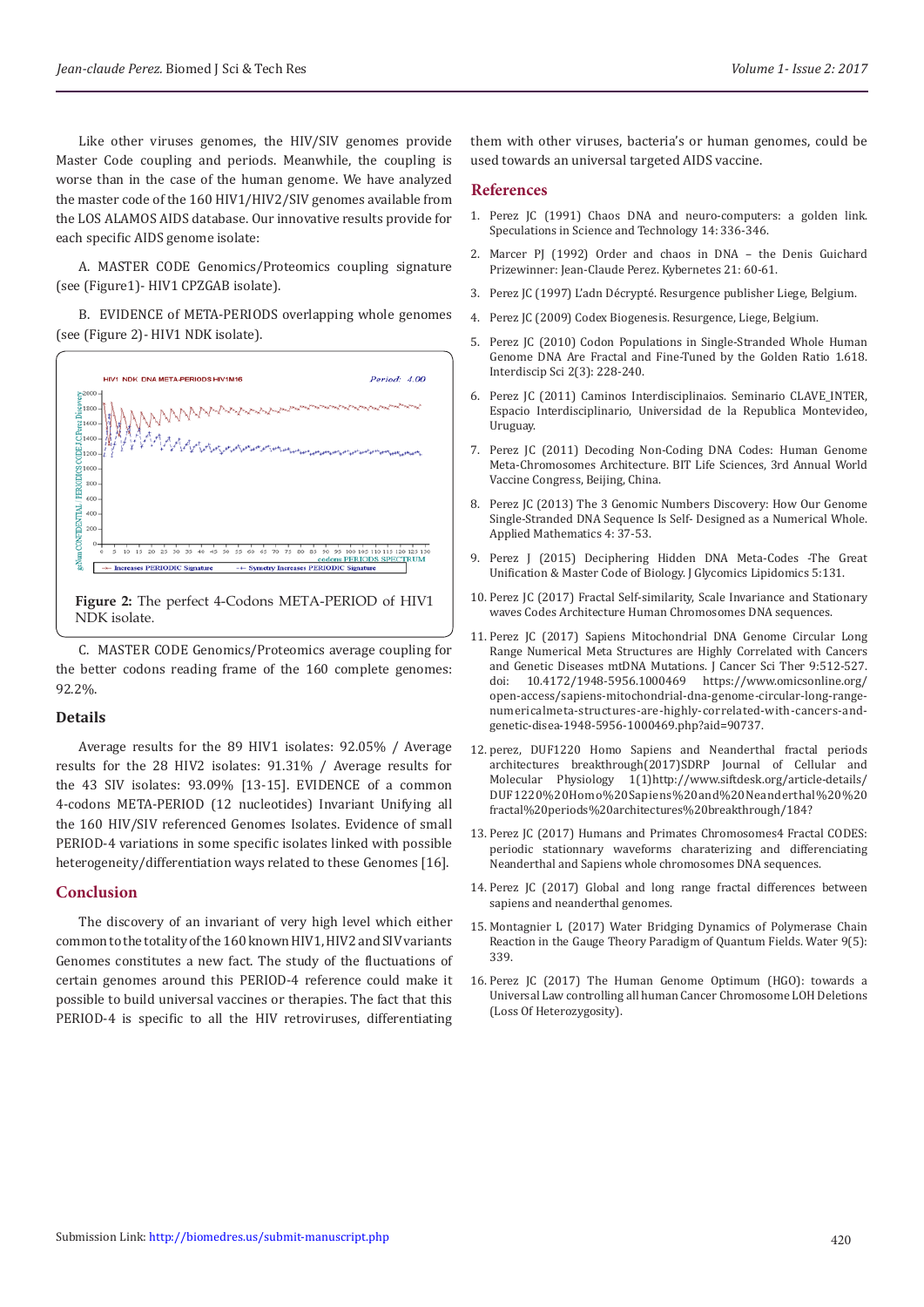Like other viruses genomes, the HIV/SIV genomes provide Master Code coupling and periods. Meanwhile, the coupling is worse than in the case of the human genome. We have analyzed the master code of the 160 HIV1/HIV2/SIV genomes available from the LOS ALAMOS AIDS database. Our innovative results provide for each specific AIDS genome isolate:

A. MASTER CODE Genomics/Proteomics coupling signature (see (Figure1)- HIV1 CPZGAB isolate).

B. EVIDENCE of META-PERIODS overlapping whole genomes (see (Figure 2)- HIV1 NDK isolate).

**Figure 2:** The perfect 4-Codons META-PERIOD of HIV1 NDK isolate.

C. MASTER CODE Genomics/Proteomics average coupling for the better codons reading frame of the 160 complete genomes: 92.2%.

## Details

Average results for the 89 HIV1 isolates: 92.05% / Average results for the 28 HIV2 isolates: 91.31% / Average results for the 43 SIV isolates: 93.09% [13-15]. EVIDENCE of a common 4-codons META-PERIOD (12 nucleotides) Invariant Unifying all the 160 HIV/SIV referenced Genomes Isolates. Evidence of small PERIOD-4 variations in some specific isolates linked with possible heterogeneity/differentiation ways related to these Genomes [16].

## Conclusion

The discovery of an invariant of very high level which either common to the totality of the 160 known HIV1, HIV2 and SIV variants Genomes constitutes a new fact. The study of the fluctuations of certain genomes around this PERIOD-4 reference could make it possible to build universal vaccines or therapies. The fact that this PERIOD-4 is specific to all the HIV retroviruses, differentiating them with other viruses, bacteria's or human genomes, could be used towards an universal targeted AIDS vaccine.

## References

1. Perez JC (1991) Chaos DNA and neuro-computers: a golden link. Speculations in Science and Technology 14: 336-346.
2. Marcer PJ (1992) Order and chaos in DNA – the Denis Guichard Prizewinner: Jean-Claude Perez. Kybernetes 21: 60-61.
3. Perez JC (1997) L'adn Décrypté. Resurgence publisher Liege, Belgium.
4. Perez JC (2009) Codex Biogenesis. Resurgence, Liege, Belgium.
5. Perez JC (2010) Codon Populations in Single-Stranded Whole Human Genome DNA Are Fractal and Fine-Tuned by the Golden Ratio 1.618. Interdiscip Sci 2(3): 228-240.
6. Perez JC (2011) Caminos Interdisciplinaios. Seminario CLAVE_INTER, Espacio Interdisciplinario, Universidad de la Republica Montevideo, Uruguay.
7. Perez JC (2011) Decoding Non-Coding DNA Codes: Human Genome Meta-Chromosomes Architecture. BIT Life Sciences, 3rd Annual World Vaccine Congress, Beijing, China.
8. Perez JC (2013) The 3 Genomic Numbers Discovery: How Our Genome Single-Stranded DNA Sequence Is Self- Designed as a Numerical Whole. Applied Mathematics 4: 37-53.
9. Perez J (2015) Deciphering Hidden DNA Meta-Codes -The Great Unification & Master Code of Biology. J Glycomics Lipidomics 5:131.
10. Perez JC (2017) Fractal Self-similarity, Scale Invariance and Stationary waves Codes Architecture Human Chromosomes DNA sequences.
11. Perez JC (2017) Sapiens Mitochondrial DNA Genome Circular Long Range Numerical Meta Structures are Highly Correlated with Cancers and Genetic Diseases mtDNA Mutations. J Cancer Sci Ther 9:512-527. doi: 10.4172/1948-5956.1000469 https://www.omicsonline.org/open-access/sapiens-mitochondrial-dna-genome-circular-long-range-numericalmeta-structures-are-highly-correlated-with-cancers-and-genetic-disea-1948-5956-1000469.php?aid=90737.
12. perez, DUF1220 Homo Sapiens and Neanderthal fractal periods architectures breakthrough(2017)SDRP Journal of Cellular and Molecular Physiology 1(1)http://www.siftdesk.org/article-details/DUF1220%20Homo%20Sapiens%20and%20Neanderthal%20%20fractal%20periods%20architectures%20breakthrough/184?
13. Perez JC (2017) Humans and Primates Chromosomes4 Fractal CODES: periodic stationnary waveforms charaterizing and differenciating Neanderthal and Sapiens whole chromosomes DNA sequences.
14. Perez JC (2017) Global and long range fractal differences between sapiens and neanderthal genomes.
15. Montagnier L (2017) Water Bridging Dynamics of Polymerase Chain Reaction in the Gauge Theory Paradigm of Quantum Fields. Water 9(5): 339.
16. Perez JC (2017) The Human Genome Optimum (HGO): towards a Universal Law controlling all human Cancer Chromosome LOH Deletions (Loss Of Heterozygosity).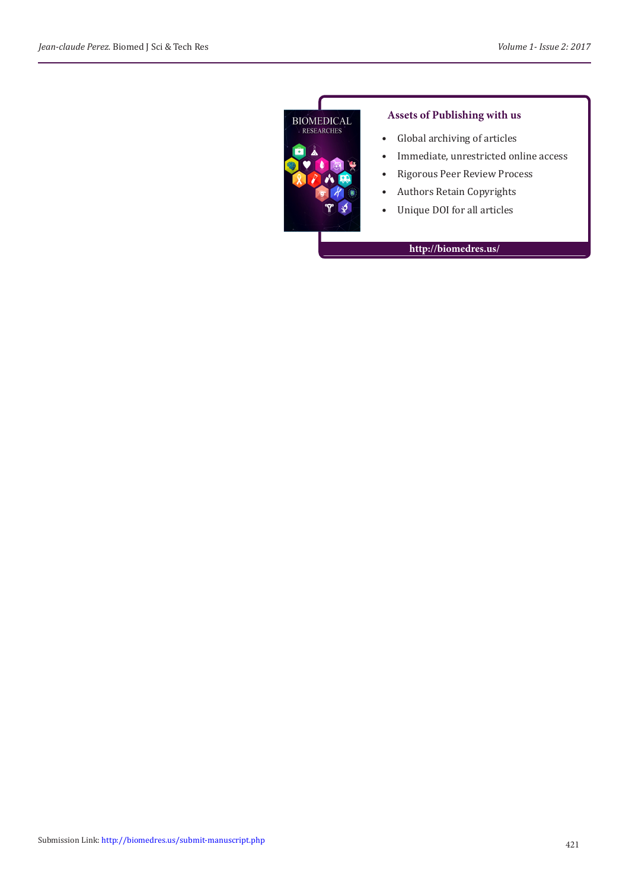### Assets of Publishing with us

- Global archiving of articles
- Immediate, unrestricted online access
- Rigorous Peer Review Process
- Authors Retain Copyrights
- Unique DOI for all articles

**http://biomedres.us/**

Submission Link: http://biomedres.us/submit-manuscript.php